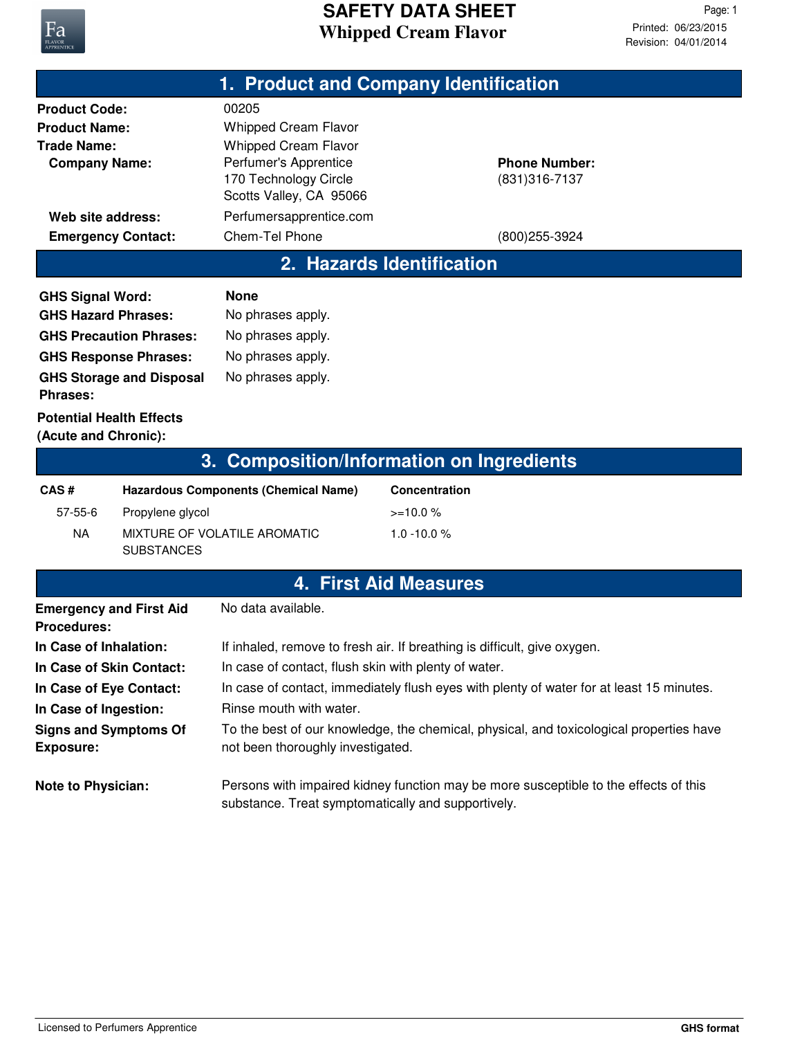# SAFETY DATA SHEET
## Whipped Cream Flavor

Printed: 06/23/2015
Revision: 04/01/2014

## 1. Product and Company Identification

**Product Code:** 00205
**Product Name:** Whipped Cream Flavor
**Trade Name:** Whipped Cream Flavor
**Company Name:** Perfumer's Apprentice
170 Technology Circle
Scotts Valley, CA 95066
**Phone Number:** (831)316-7137
**Web site address:** Perfumersapprentice.com
**Emergency Contact:** Chem-Tel Phone (800)255-3924

## 2. Hazards Identification

**GHS Signal Word:** **None**
**GHS Hazard Phrases:** No phrases apply.
**GHS Precaution Phrases:** No phrases apply.
**GHS Response Phrases:** No phrases apply.
**GHS Storage and Disposal Phrases:** No phrases apply.

**Potential Health Effects (Acute and Chronic):**

## 3. Composition/Information on Ingredients

| CAS # | Hazardous Components (Chemical Name) | Concentration |
|---|---|---|
| 57-55-6 | Propylene glycol | >=10.0 % |
| NA | MIXTURE OF VOLATILE AROMATIC SUBSTANCES | 1.0 -10.0 % |

## 4. First Aid Measures

**Emergency and First Aid Procedures:** No data available.

**In Case of Inhalation:** If inhaled, remove to fresh air. If breathing is difficult, give oxygen.

**In Case of Skin Contact:** In case of contact, flush skin with plenty of water.

**In Case of Eye Contact:** In case of contact, immediately flush eyes with plenty of water for at least 15 minutes.

**In Case of Ingestion:** Rinse mouth with water.

**Signs and Symptoms Of Exposure:** To the best of our knowledge, the chemical, physical, and toxicological properties have not been thoroughly investigated.

**Note to Physician:** Persons with impaired kidney function may be more susceptible to the effects of this substance. Treat symptomatically and supportively.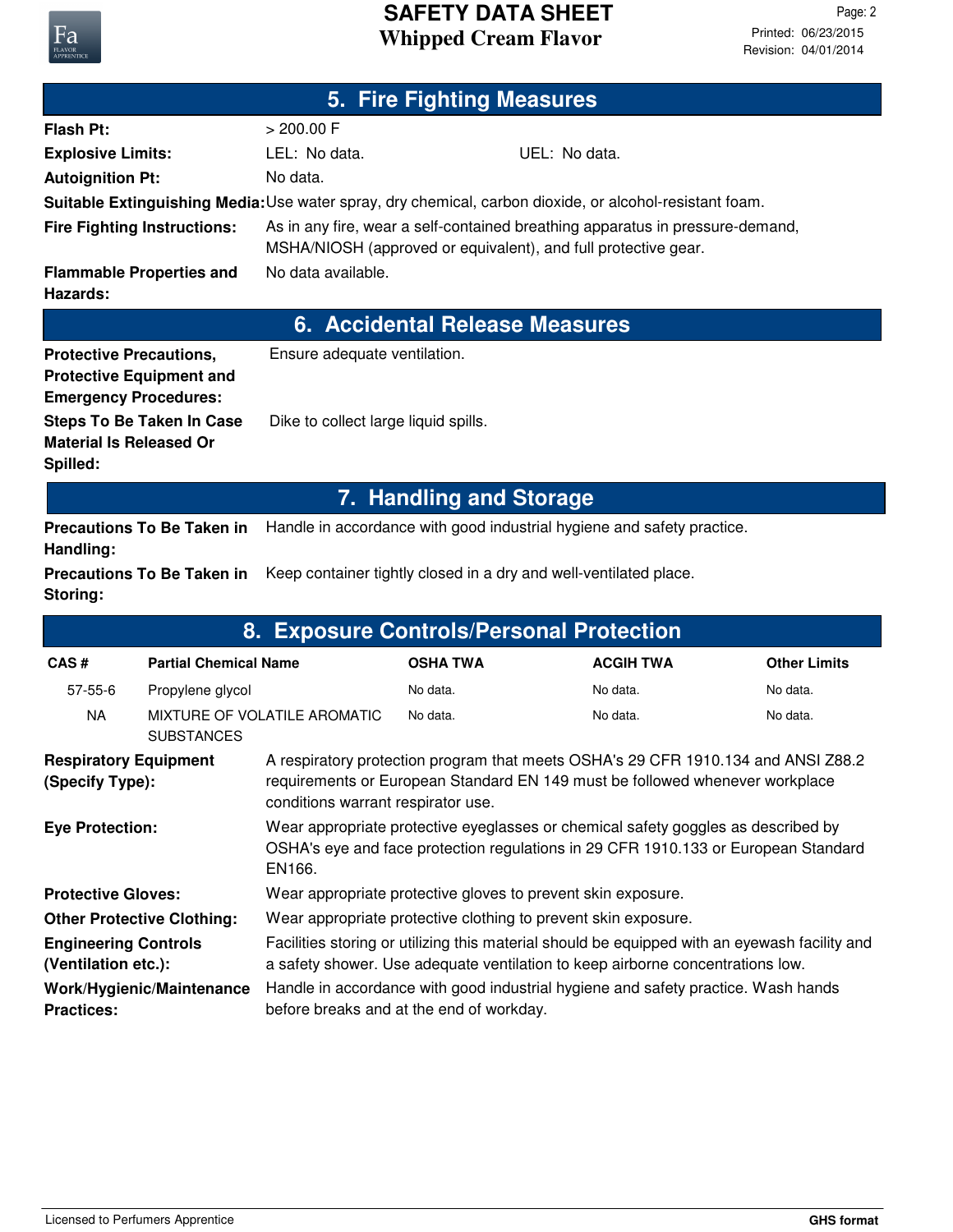## 5. Fire Fighting Measures

**Flash Pt:** > 200.00 F

**Explosive Limits:** LEL: No data. UEL: No data.

**Autoignition Pt:** No data.

**Suitable Extinguishing Media:** Use water spray, dry chemical, carbon dioxide, or alcohol-resistant foam.

**Fire Fighting Instructions:** As in any fire, wear a self-contained breathing apparatus in pressure-demand, MSHA/NIOSH (approved or equivalent), and full protective gear.

**Flammable Properties and Hazards:** No data available.

## 6. Accidental Release Measures

**Protective Precautions, Protective Equipment and Emergency Procedures:** Ensure adequate ventilation.

**Steps To Be Taken In Case Material Is Released Or Spilled:** Dike to collect large liquid spills.

## 7. Handling and Storage

**Precautions To Be Taken in Handling:** Handle in accordance with good industrial hygiene and safety practice.

**Precautions To Be Taken in Storing:** Keep container tightly closed in a dry and well-ventilated place.

## 8. Exposure Controls/Personal Protection

| CAS # | Partial Chemical Name | OSHA TWA | ACGIH TWA | Other Limits |
|---|---|---|---|---|
| 57-55-6 | Propylene glycol | No data. | No data. | No data. |
| NA | MIXTURE OF VOLATILE AROMATIC SUBSTANCES | No data. | No data. | No data. |

**Respiratory Equipment (Specify Type):** A respiratory protection program that meets OSHA's 29 CFR 1910.134 and ANSI Z88.2 requirements or European Standard EN 149 must be followed whenever workplace conditions warrant respirator use.

**Eye Protection:** Wear appropriate protective eyeglasses or chemical safety goggles as described by OSHA's eye and face protection regulations in 29 CFR 1910.133 or European Standard EN166.

**Protective Gloves:** Wear appropriate protective gloves to prevent skin exposure.

**Other Protective Clothing:** Wear appropriate protective clothing to prevent skin exposure.

**Engineering Controls (Ventilation etc.):** Facilities storing or utilizing this material should be equipped with an eyewash facility and a safety shower. Use adequate ventilation to keep airborne concentrations low.

**Work/Hygienic/Maintenance Practices:** Handle in accordance with good industrial hygiene and safety practice. Wash hands before breaks and at the end of workday.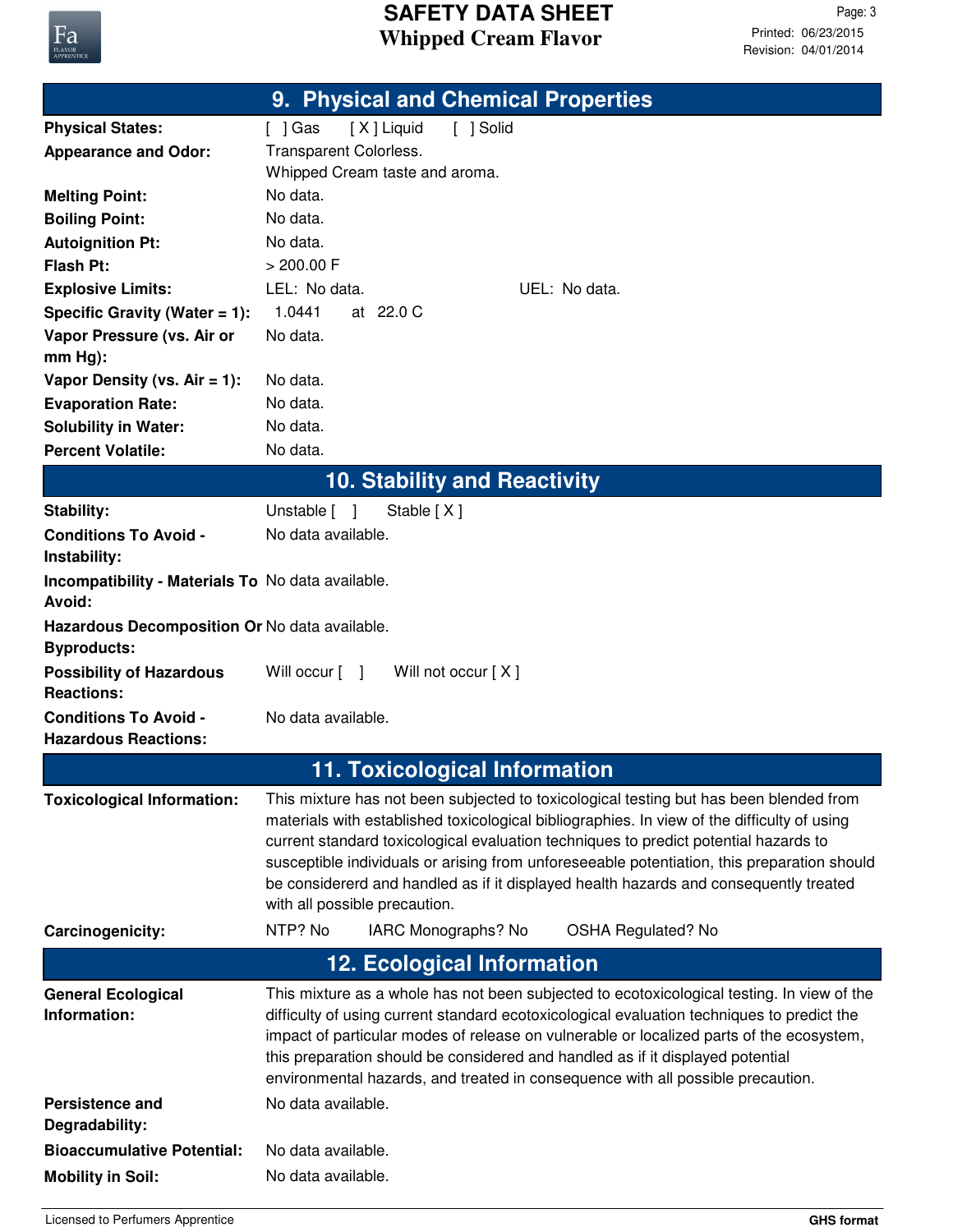## 9. Physical and Chemical Properties

| | |
|---|---|
| **Physical States:** | [ ] Gas [ X ] Liquid [ ] Solid |
| **Appearance and Odor:** | Transparent Colorless.<br>Whipped Cream taste and aroma. |
| **Melting Point:** | No data. |
| **Boiling Point:** | No data. |
| **Autoignition Pt:** | No data. |
| **Flash Pt:** | > 200.00 F |
| **Explosive Limits:** | LEL: No data. UEL: No data. |
| **Specific Gravity (Water = 1):** | 1.0441 at 22.0 C |
| **Vapor Pressure (vs. Air or mm Hg):** | No data. |
| **Vapor Density (vs. Air = 1):** | No data. |
| **Evaporation Rate:** | No data. |
| **Solubility in Water:** | No data. |
| **Percent Volatile:** | No data. |

## 10. Stability and Reactivity

| | |
|---|---|
| **Stability:** | Unstable [ ] Stable [ X ] |
| **Conditions To Avoid - Instability:** | No data available. |
| **Incompatibility - Materials To Avoid:** | No data available. |
| **Hazardous Decomposition Or Byproducts:** | No data available. |
| **Possibility of Hazardous Reactions:** | Will occur [ ] Will not occur [ X ] |
| **Conditions To Avoid - Hazardous Reactions:** | No data available. |

## 11. Toxicological Information

| | |
|---|---|
| **Toxicological Information:** | This mixture has not been subjected to toxicological testing but has been blended from materials with established toxicological bibliographies. In view of the difficulty of using current standard toxicological evaluation techniques to predict potential hazards to susceptible individuals or arising from unforeseeable potentiation, this preparation should be considererd and handled as if it displayed health hazards and consequently treated with all possible precaution. |
| **Carcinogenicity:** | NTP? No IARC Monographs? No OSHA Regulated? No |

## 12. Ecological Information

| | |
|---|---|
| **General Ecological Information:** | This mixture as a whole has not been subjected to ecotoxicological testing. In view of the difficulty of using current standard ecotoxicological evaluation techniques to predict the impact of particular modes of release on vulnerable or localized parts of the ecosystem, this preparation should be considered and handled as if it displayed potential environmental hazards, and treated in consequence with all possible precaution. |
| **Persistence and Degradability:** | No data available. |
| **Bioaccumulative Potential:** | No data available. |
| **Mobility in Soil:** | No data available. |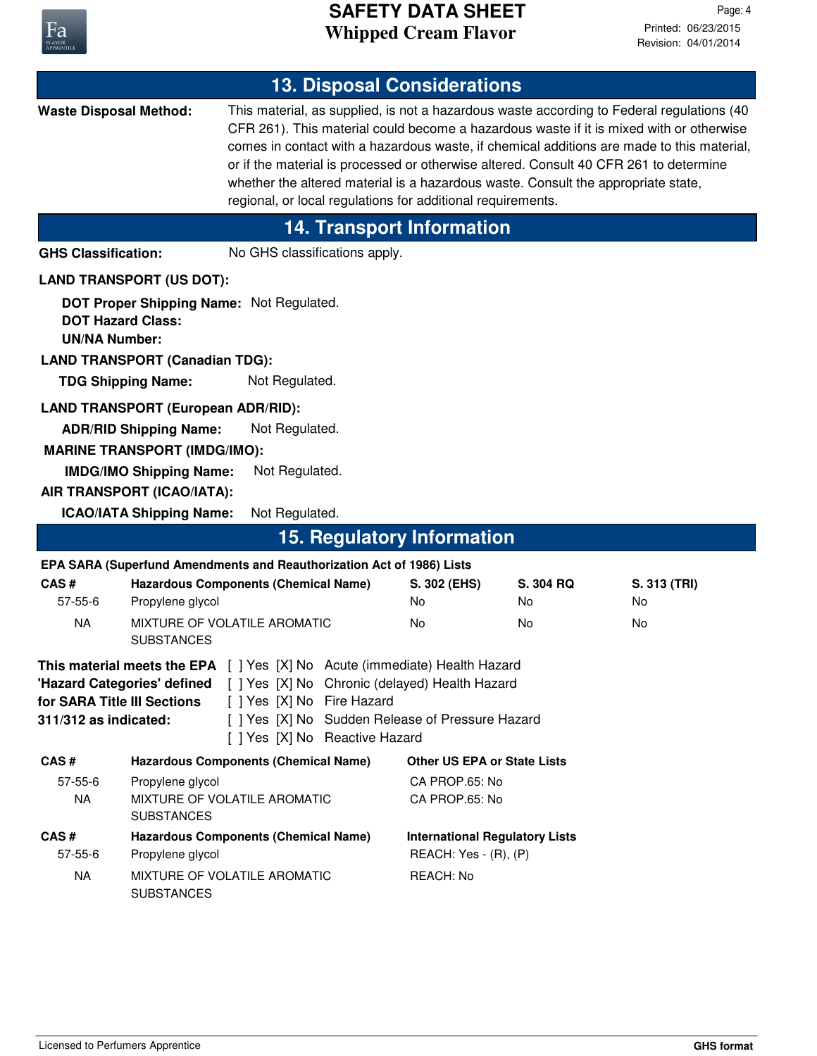## 13. Disposal Considerations

**Waste Disposal Method:** This material, as supplied, is not a hazardous waste according to Federal regulations (40 CFR 261). This material could become a hazardous waste if it is mixed with or otherwise comes in contact with a hazardous waste, if chemical additions are made to this material, or if the material is processed or otherwise altered. Consult 40 CFR 261 to determine whether the altered material is a hazardous waste. Consult the appropriate state, regional, or local regulations for additional requirements.

## 14. Transport Information

**GHS Classification:** No GHS classifications apply.

**LAND TRANSPORT (US DOT):**

**DOT Proper Shipping Name:** Not Regulated.
**DOT Hazard Class:**
**UN/NA Number:**

**LAND TRANSPORT (Canadian TDG):**

**TDG Shipping Name:** Not Regulated.

**LAND TRANSPORT (European ADR/RID):**

**ADR/RID Shipping Name:** Not Regulated.

**MARINE TRANSPORT (IMDG/IMO):**

**IMDG/IMO Shipping Name:** Not Regulated.

**AIR TRANSPORT (ICAO/IATA):**

**ICAO/IATA Shipping Name:** Not Regulated.

## 15. Regulatory Information

**EPA SARA (Superfund Amendments and Reauthorization Act of 1986) Lists**

| CAS # | Hazardous Components (Chemical Name) | S. 302 (EHS) | S. 304 RQ | S. 313 (TRI) |
|---|---|---|---|---|
| 57-55-6 | Propylene glycol | No | No | No |
| NA | MIXTURE OF VOLATILE AROMATIC SUBSTANCES | No | No | No |

**This material meets the EPA 'Hazard Categories' defined for SARA Title III Sections 311/312 as indicated:**

[ ] Yes [X] No Acute (immediate) Health Hazard
[ ] Yes [X] No Chronic (delayed) Health Hazard
[ ] Yes [X] No Fire Hazard
[ ] Yes [X] No Sudden Release of Pressure Hazard
[ ] Yes [X] No Reactive Hazard

| CAS # | Hazardous Components (Chemical Name) | Other US EPA or State Lists |
|---|---|---|
| 57-55-6 | Propylene glycol | CA PROP.65: No |
| NA | MIXTURE OF VOLATILE AROMATIC SUBSTANCES | CA PROP.65: No |

| CAS # | Hazardous Components (Chemical Name) | International Regulatory Lists |
|---|---|---|
| 57-55-6 | Propylene glycol | REACH: Yes - (R), (P) |
| NA | MIXTURE OF VOLATILE AROMATIC SUBSTANCES | REACH: No |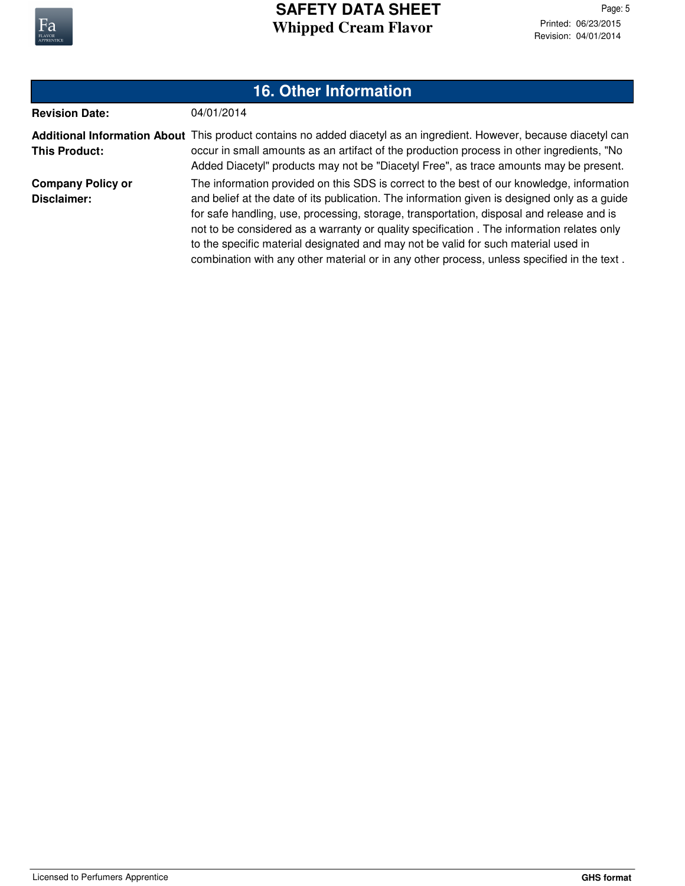## 16. Other Information

| | |
|---|---|
| **Revision Date:** | 04/01/2014 |
| **Additional Information About This Product:** | This product contains no added diacetyl as an ingredient. However, because diacetyl can occur in small amounts as an artifact of the production process in other ingredients, "No Added Diacetyl" products may not be "Diacetyl Free", as trace amounts may be present. |
| **Company Policy or Disclaimer:** | The information provided on this SDS is correct to the best of our knowledge, information and belief at the date of its publication. The information given is designed only as a guide for safe handling, use, processing, storage, transportation, disposal and release and is not to be considered as a warranty or quality specification . The information relates only to the specific material designated and may not be valid for such material used in combination with any other material or in any other process, unless specified in the text . |